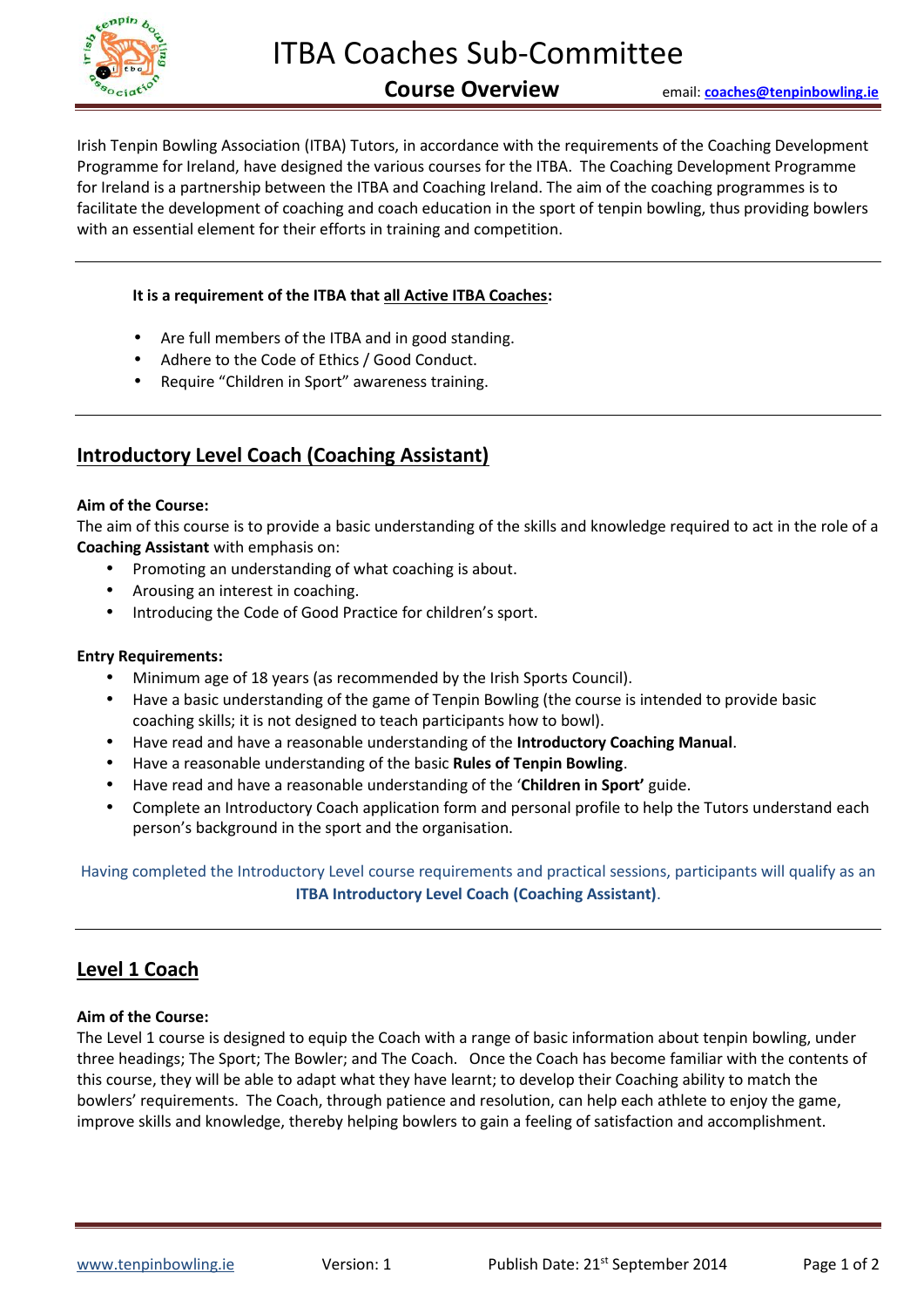# ITBA Coaches Sub-Committee

## Course Overview

email: coaches@tenpinbowling.ie

Irish Tenpin Bowling Association (ITBA) Tutors, in accordance with the requirements of the Coaching Development Programme for Ireland, have designed the various courses for the ITBA. The Coaching Development Programme for Ireland is a partnership between the ITBA and Coaching Ireland. The aim of the coaching programmes is to facilitate the development of coaching and coach education in the sport of tenpin bowling, thus providing bowlers with an essential element for their efforts in training and competition.

---

**It is a requirement of the ITBA that all Active ITBA Coaches:**

- Are full members of the ITBA and in good standing.
- Adhere to the Code of Ethics / Good Conduct.
- Require "Children in Sport" awareness training.

---

## Introductory Level Coach (Coaching Assistant)

**Aim of the Course:**

The aim of this course is to provide a basic understanding of the skills and knowledge required to act in the role of a **Coaching Assistant** with emphasis on:

- Promoting an understanding of what coaching is about.
- Arousing an interest in coaching.
- Introducing the Code of Good Practice for children's sport.

**Entry Requirements:**

- Minimum age of 18 years (as recommended by the Irish Sports Council).
- Have a basic understanding of the game of Tenpin Bowling (the course is intended to provide basic coaching skills; it is not designed to teach participants how to bowl).
- Have read and have a reasonable understanding of the **Introductory Coaching Manual**.
- Have a reasonable understanding of the basic **Rules of Tenpin Bowling**.
- Have read and have a reasonable understanding of the '**Children in Sport'** guide.
- Complete an Introductory Coach application form and personal profile to help the Tutors understand each person's background in the sport and the organisation.

Having completed the Introductory Level course requirements and practical sessions, participants will qualify as an **ITBA Introductory Level Coach (Coaching Assistant)**.

---

## Level 1 Coach

**Aim of the Course:**

The Level 1 course is designed to equip the Coach with a range of basic information about tenpin bowling, under three headings; The Sport; The Bowler; and The Coach. Once the Coach has become familiar with the contents of this course, they will be able to adapt what they have learnt; to develop their Coaching ability to match the bowlers' requirements. The Coach, through patience and resolution, can help each athlete to enjoy the game, improve skills and knowledge, thereby helping bowlers to gain a feeling of satisfaction and accomplishment.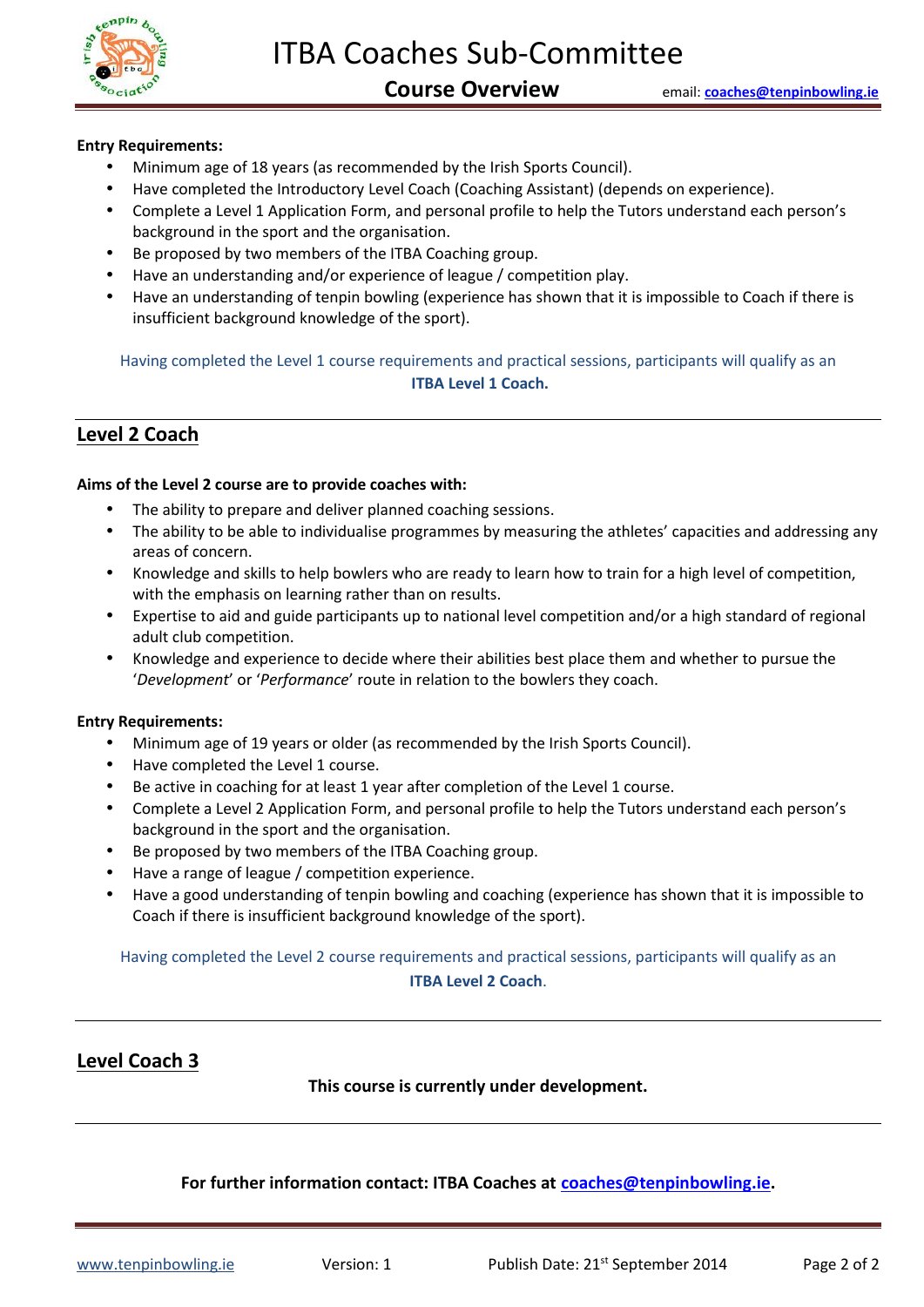**Entry Requirements:**

- Minimum age of 18 years (as recommended by the Irish Sports Council).
- Have completed the Introductory Level Coach (Coaching Assistant) (depends on experience).
- Complete a Level 1 Application Form, and personal profile to help the Tutors understand each person's background in the sport and the organisation.
- Be proposed by two members of the ITBA Coaching group.
- Have an understanding and/or experience of league / competition play.
- Have an understanding of tenpin bowling (experience has shown that it is impossible to Coach if there is insufficient background knowledge of the sport).

Having completed the Level 1 course requirements and practical sessions, participants will qualify as an **ITBA Level 1 Coach.**

## Level 2 Coach

**Aims of the Level 2 course are to provide coaches with:**

- The ability to prepare and deliver planned coaching sessions.
- The ability to be able to individualise programmes by measuring the athletes' capacities and addressing any areas of concern.
- Knowledge and skills to help bowlers who are ready to learn how to train for a high level of competition, with the emphasis on learning rather than on results.
- Expertise to aid and guide participants up to national level competition and/or a high standard of regional adult club competition.
- Knowledge and experience to decide where their abilities best place them and whether to pursue the '*Development*' or '*Performance*' route in relation to the bowlers they coach.

**Entry Requirements:**

- Minimum age of 19 years or older (as recommended by the Irish Sports Council).
- Have completed the Level 1 course.
- Be active in coaching for at least 1 year after completion of the Level 1 course.
- Complete a Level 2 Application Form, and personal profile to help the Tutors understand each person's background in the sport and the organisation.
- Be proposed by two members of the ITBA Coaching group.
- Have a range of league / competition experience.
- Have a good understanding of tenpin bowling and coaching (experience has shown that it is impossible to Coach if there is insufficient background knowledge of the sport).

Having completed the Level 2 course requirements and practical sessions, participants will qualify as an **ITBA Level 2 Coach**.

## Level Coach 3

**This course is currently under development.**

**For further information contact: ITBA Coaches at coaches@tenpinbowling.ie.**